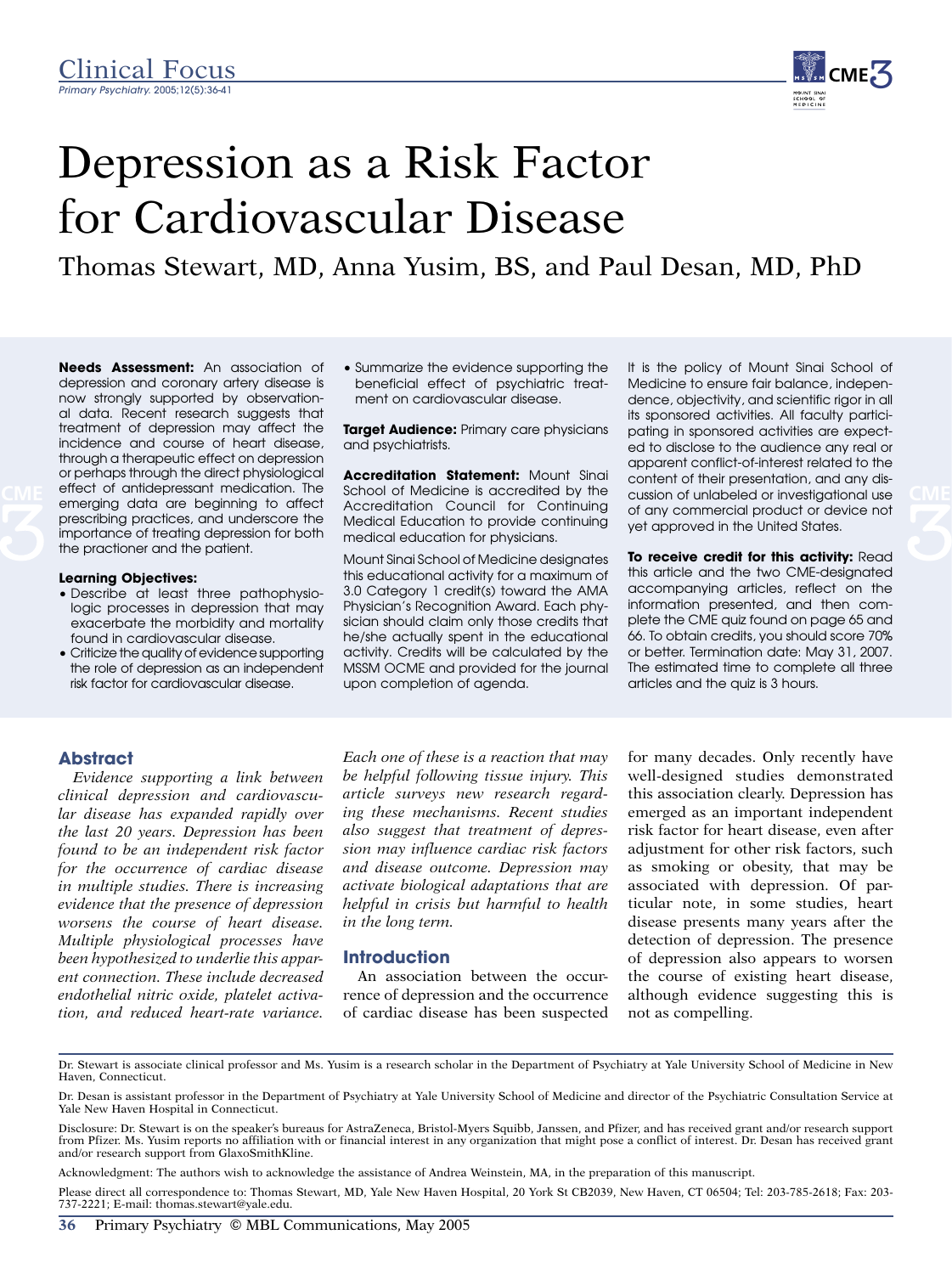Clinical Focus

# Depression as a Risk Factor for Cardiovascular Disease

Thomas Stewart, MD, Anna Yusim, BS, and Paul Desan, MD, PhD

**Needs Assessment:** An association of depression and coronary artery disease is now strongly supported by observational data. Recent research suggests that treatment of depression may affect the incidence and course of heart disease, through a therapeutic effect on depression or perhaps through the direct physiological effect of antidepressant medication. The emerging data are beginning to affect prescribing practices, and underscore the importance of treating depression for both the practioner and the patient.

**Learning Objectives:**

- Describe at least three pathophysiologic processes in depression that may exacerbate the morbidity and mortality found in cardiovascular disease.
- Criticize the quality of evidence supporting the role of depression as an independent risk factor for cardiovascular disease.
- Summarize the evidence supporting the beneficial effect of psychiatric treatment on cardiovascular disease.

**Target Audience:** Primary care physicians and psychiatrists.

**Accreditation Statement:** Mount Sinai School of Medicine is accredited by the Accreditation Council for Continuing Medical Education to provide continuing medical education for physicians.

Mount Sinai School of Medicine designates this educational activity for a maximum of 3.0 Category 1 credit(s) toward the AMA Physician's Recognition Award. Each physician should claim only those credits that he/she actually spent in the educational activity. Credits will be calculated by the MSSM OCME and provided for the journal upon completion of agenda.

It is the policy of Mount Sinai School of Medicine to ensure fair balance, independence, objectivity, and scientific rigor in all its sponsored activities. All faculty participating in sponsored activities are expected to disclose to the audience any real or apparent conflict-of-interest related to the content of their presentation, and any discussion of unlabeled or investigational use of any commercial product or device not yet approved in the United States.

**To receive credit for this activity:** Read this article and the two CME-designated accompanying articles, reflect on the information presented, and then complete the CME quiz found on page 65 and 66. To obtain credits, you should score 70% or better. Termination date: May 31, 2007. The estimated time to complete all three articles and the quiz is 3 hours.

## Abstract

*Evidence supporting a link between clinical depression and cardiovascular disease has expanded rapidly over the last 20 years. Depression has been found to be an independent risk factor for the occurrence of cardiac disease in multiple studies. There is increasing evidence that the presence of depression worsens the course of heart disease. Multiple physiological processes have been hypothesized to underlie this apparent connection. These include decreased endothelial nitric oxide, platelet activation, and reduced heart-rate variance. Each one of these is a reaction that may be helpful following tissue injury. This article surveys new research regarding these mechanisms. Recent studies also suggest that treatment of depression may influence cardiac risk factors and disease outcome. Depression may activate biological adaptations that are helpful in crisis but harmful to health in the long term.*

## Introduction

An association between the occurrence of depression and the occurrence of cardiac disease has been suspected for many decades. Only recently have well-designed studies demonstrated this association clearly. Depression has emerged as an important independent risk factor for heart disease, even after adjustment for other risk factors, such as smoking or obesity, that may be associated with depression. Of particular note, in some studies, heart disease presents many years after the detection of depression. The presence of depression also appears to worsen the course of existing heart disease, although evidence suggesting this is not as compelling.

Dr. Stewart is associate clinical professor and Ms. Yusim is a research scholar in the Department of Psychiatry at Yale University School of Medicine in New Haven, Connecticut.

Dr. Desan is assistant professor in the Department of Psychiatry at Yale University School of Medicine and director of the Psychiatric Consultation Service at Yale New Haven Hospital in Connecticut.

Disclosure: Dr. Stewart is on the speaker's bureaus for AstraZeneca, Bristol-Myers Squibb, Janssen, and Pfizer, and has received grant and/or research support from Pfizer. Ms. Yusim reports no affiliation with or financial interest in any organization that might pose a conflict of interest. Dr. Desan has received grant and/or research support from GlaxoSmithKline.

Acknowledgment: The authors wish to acknowledge the assistance of Andrea Weinstein, MA, in the preparation of this manuscript.

Please direct all correspondence to: Thomas Stewart, MD, Yale New Haven Hospital, 20 York St CB2039, New Haven, CT 06504; Tel: 203-785-2618; Fax: 203-737-2221; E-mail: thomas.stewart@yale.edu.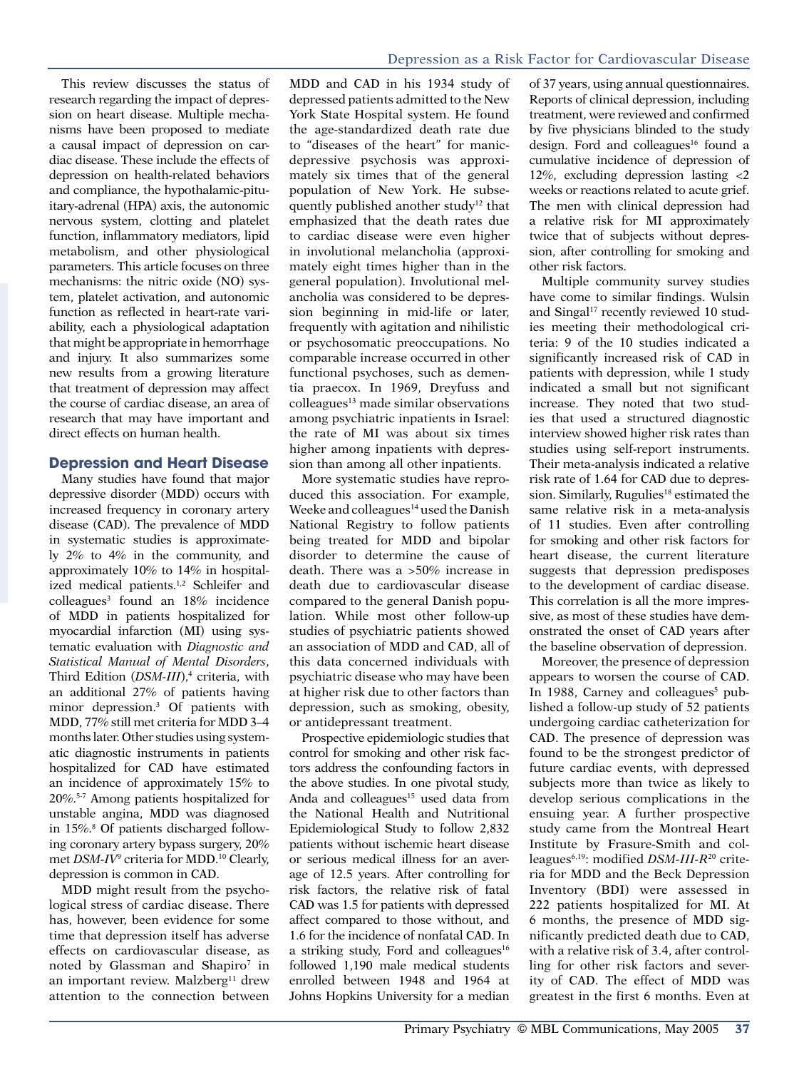This review discusses the status of research regarding the impact of depression on heart disease. Multiple mechanisms have been proposed to mediate a causal impact of depression on cardiac disease. These include the effects of depression on health-related behaviors and compliance, the hypothalamic-pituitary-adrenal (HPA) axis, the autonomic nervous system, clotting and platelet function, inflammatory mediators, lipid metabolism, and other physiological parameters. This article focuses on three mechanisms: the nitric oxide (NO) system, platelet activation, and autonomic function as reflected in heart-rate variability, each a physiological adaptation that might be appropriate in hemorrhage and injury. It also summarizes some new results from a growing literature that treatment of depression may affect the course of cardiac disease, an area of research that may have important and direct effects on human health.

## Depression and Heart Disease

Many studies have found that major depressive disorder (MDD) occurs with increased frequency in coronary artery disease (CAD). The prevalence of MDD in systematic studies is approximately 2% to 4% in the community, and approximately 10% to 14% in hospitalized medical patients.[1,2] Schleifer and colleagues[3] found an 18% incidence of MDD in patients hospitalized for myocardial infarction (MI) using systematic evaluation with *Diagnostic and Statistical Manual of Mental Disorders*, Third Edition (*DSM-III*),[4] criteria, with an additional 27% of patients having minor depression.[3] Of patients with MDD, 77% still met criteria for MDD 3–4 months later. Other studies using systematic diagnostic instruments in patients hospitalized for CAD have estimated an incidence of approximately 15% to 20%.[5-7] Among patients hospitalized for unstable angina, MDD was diagnosed in 15%.[8] Of patients discharged following coronary artery bypass surgery, 20% met *DSM-IV*[9] criteria for MDD.[10] Clearly, depression is common in CAD.

MDD might result from the psychological stress of cardiac disease. There has, however, been evidence for some time that depression itself has adverse effects on cardiovascular disease, as noted by Glassman and Shapiro[7] in an important review. Malzberg[11] drew attention to the connection between MDD and CAD in his 1934 study of depressed patients admitted to the New York State Hospital system. He found the age-standardized death rate due to "diseases of the heart" for manic-depressive psychosis was approximately six times that of the general population of New York. He subsequently published another study[12] that emphasized that the death rates due to cardiac disease were even higher in involutional melancholia (approximately eight times higher than in the general population). Involutional melancholia was considered to be depression beginning in mid-life or later, frequently with agitation and nihilistic or psychosomatic preoccupations. No comparable increase occurred in other functional psychoses, such as dementia praecox. In 1969, Dreyfuss and colleagues[13] made similar observations among psychiatric inpatients in Israel: the rate of MI was about six times higher among inpatients with depression than among all other inpatients.

More systematic studies have reproduced this association. For example, Weeke and colleagues[14] used the Danish National Registry to follow patients being treated for MDD and bipolar disorder to determine the cause of death. There was a >50% increase in death due to cardiovascular disease compared to the general Danish population. While most other follow-up studies of psychiatric patients showed an association of MDD and CAD, all of this data concerned individuals with psychiatric disease who may have been at higher risk due to other factors than depression, such as smoking, obesity, or antidepressant treatment.

Prospective epidemiologic studies that control for smoking and other risk factors address the confounding factors in the above studies. In one pivotal study, Anda and colleagues[15] used data from the National Health and Nutritional Epidemiological Study to follow 2,832 patients without ischemic heart disease or serious medical illness for an average of 12.5 years. After controlling for risk factors, the relative risk of fatal CAD was 1.5 for patients with depressed affect compared to those without, and 1.6 for the incidence of nonfatal CAD. In a striking study, Ford and colleagues[16] followed 1,190 male medical students enrolled between 1948 and 1964 at Johns Hopkins University for a median of 37 years, using annual questionnaires. Reports of clinical depression, including treatment, were reviewed and confirmed by five physicians blinded to the study design. Ford and colleagues[16] found a cumulative incidence of depression of 12%, excluding depression lasting <2 weeks or reactions related to acute grief. The men with clinical depression had a relative risk for MI approximately twice that of subjects without depression, after controlling for smoking and other risk factors.

Multiple community survey studies have come to similar findings. Wulsin and Singal[17] recently reviewed 10 studies meeting their methodological criteria: 9 of the 10 studies indicated a significantly increased risk of CAD in patients with depression, while 1 study indicated a small but not significant increase. They noted that two studies that used a structured diagnostic interview showed higher risk rates than studies using self-report instruments. Their meta-analysis indicated a relative risk rate of 1.64 for CAD due to depression. Similarly, Rugulies[18] estimated the same relative risk in a meta-analysis of 11 studies. Even after controlling for smoking and other risk factors for heart disease, the current literature suggests that depression predisposes to the development of cardiac disease. This correlation is all the more impressive, as most of these studies have demonstrated the onset of CAD years after the baseline observation of depression.

Moreover, the presence of depression appears to worsen the course of CAD. In 1988, Carney and colleagues[5] published a follow-up study of 52 patients undergoing cardiac catheterization for CAD. The presence of depression was found to be the strongest predictor of future cardiac events, with depressed subjects more than twice as likely to develop serious complications in the ensuing year. A further prospective study came from the Montreal Heart Institute by Frasure-Smith and colleagues[6,19]: modified *DSM-III-R*[20] criteria for MDD and the Beck Depression Inventory (BDI) were assessed in 222 patients hospitalized for MI. At 6 months, the presence of MDD significantly predicted death due to CAD, with a relative risk of 3.4, after controlling for other risk factors and severity of CAD. The effect of MDD was greatest in the first 6 months. Even at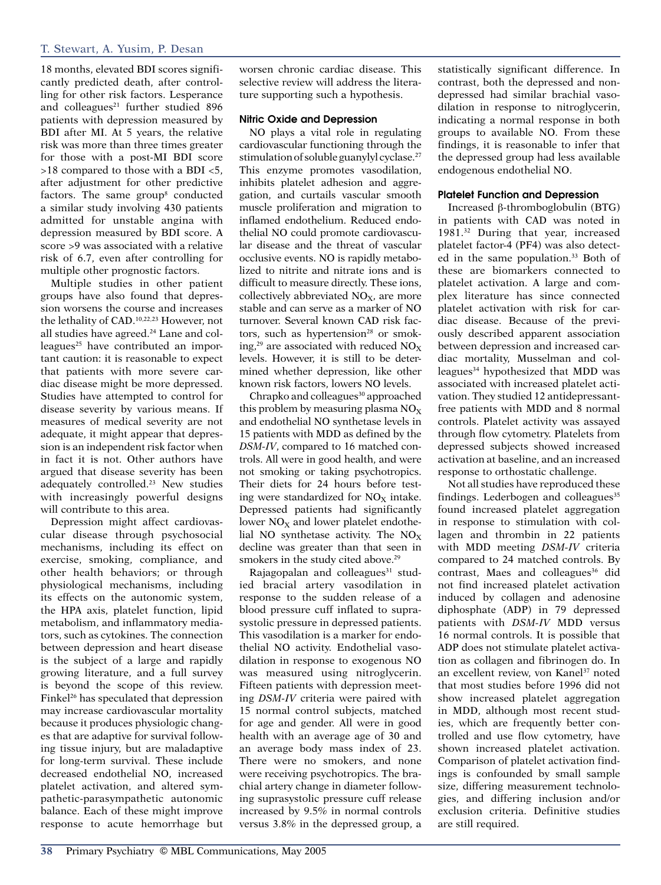18 months, elevated BDI scores significantly predicted death, after controlling for other risk factors. Lesperance and colleagues[21] further studied 896 patients with depression measured by BDI after MI. At 5 years, the relative risk was more than three times greater for those with a post-MI BDI score >18 compared to those with a BDI <5, after adjustment for other predictive factors. The same group[8] conducted a similar study involving 430 patients admitted for unstable angina with depression measured by BDI score. A score >9 was associated with a relative risk of 6.7, even after controlling for multiple other prognostic factors.

Multiple studies in other patient groups have also found that depression worsens the course and increases the lethality of CAD.[10,22,23] However, not all studies have agreed.[24] Lane and colleagues[25] have contributed an important caution: it is reasonable to expect that patients with more severe cardiac disease might be more depressed. Studies have attempted to control for disease severity by various means. If measures of medical severity are not adequate, it might appear that depression is an independent risk factor when in fact it is not. Other authors have argued that disease severity has been adequately controlled.[23] New studies with increasingly powerful designs will contribute to this area.

Depression might affect cardiovascular disease through psychosocial mechanisms, including its effect on exercise, smoking, compliance, and other health behaviors; or through physiological mechanisms, including its effects on the autonomic system, the HPA axis, platelet function, lipid metabolism, and inflammatory mediators, such as cytokines. The connection between depression and heart disease is the subject of a large and rapidly growing literature, and a full survey is beyond the scope of this review. Finkel[26] has speculated that depression may increase cardiovascular mortality because it produces physiologic changes that are adaptive for survival following tissue injury, but are maladaptive for long-term survival. These include decreased endothelial NO, increased platelet activation, and altered sympathetic-parasympathetic autonomic balance. Each of these might improve response to acute hemorrhage but worsen chronic cardiac disease. This selective review will address the literature supporting such a hypothesis.

### Nitric Oxide and Depression

NO plays a vital role in regulating cardiovascular functioning through the stimulation of soluble guanylyl cyclase.[27] This enzyme promotes vasodilation, inhibits platelet adhesion and aggregation, and curtails vascular smooth muscle proliferation and migration to inflamed endothelium. Reduced endothelial NO could promote cardiovascular disease and the threat of vascular occlusive events. NO is rapidly metabolized to nitrite and nitrate ions and is difficult to measure directly. These ions, collectively abbreviated $NO_X$, are more stable and can serve as a marker of NO turnover. Several known CAD risk factors, such as hypertension[28] or smoking,[29] are associated with reduced $NO_X$ levels. However, it is still to be determined whether depression, like other known risk factors, lowers NO levels.

Chrapko and colleagues[30] approached this problem by measuring plasma $NO_X$ and endothelial NO synthetase levels in 15 patients with MDD as defined by the *DSM-IV*, compared to 16 matched controls. All were in good health, and were not smoking or taking psychotropics. Their diets for 24 hours before testing were standardized for $NO_X$ intake. Depressed patients had significantly lower $NO_X$ and lower platelet endothelial NO synthetase activity. The $NO_X$ decline was greater than that seen in smokers in the study cited above.[29]

Rajagopalan and colleagues[31] studied bracial artery vasodilation in response to the sudden release of a blood pressure cuff inflated to suprasystolic pressure in depressed patients. This vasodilation is a marker for endothelial NO activity. Endothelial vasodilation in response to exogenous NO was measured using nitroglycerin. Fifteen patients with depression meeting *DSM-IV* criteria were paired with 15 normal control subjects, matched for age and gender. All were in good health with an average age of 30 and an average body mass index of 23. There were no smokers, and none were receiving psychotropics. The brachial artery change in diameter following suprasystolic pressure cuff release increased by 9.5% in normal controls versus 3.8% in the depressed group, a statistically significant difference. In contrast, both the depressed and nondepressed had similar brachial vasodilation in response to nitroglycerin, indicating a normal response in both groups to available NO. From these findings, it is reasonable to infer that the depressed group had less available endogenous endothelial NO.

### Platelet Function and Depression

Increased β-thromboglobulin (BTG) in patients with CAD was noted in 1981.[32] During that year, increased platelet factor-4 (PF4) was also detected in the same population.[33] Both of these are biomarkers connected to platelet activation. A large and complex literature has since connected platelet activation with risk for cardiac disease. Because of the previously described apparent association between depression and increased cardiac mortality, Musselman and colleagues[34] hypothesized that MDD was associated with increased platelet activation. They studied 12 antidepressant-free patients with MDD and 8 normal controls. Platelet activity was assayed through flow cytometry. Platelets from depressed subjects showed increased activation at baseline, and an increased response to orthostatic challenge.

Not all studies have reproduced these findings. Lederbogen and colleagues[35] found increased platelet aggregation in response to stimulation with collagen and thrombin in 22 patients with MDD meeting *DSM-IV* criteria compared to 24 matched controls. By contrast, Maes and colleagues[36] did not find increased platelet activation induced by collagen and adenosine diphosphate (ADP) in 79 depressed patients with *DSM-IV* MDD versus 16 normal controls. It is possible that ADP does not stimulate platelet activation as collagen and fibrinogen do. In an excellent review, von Kanel[37] noted that most studies before 1996 did not show increased platelet aggregation in MDD, although most recent studies, which are frequently better controlled and use flow cytometry, have shown increased platelet activation. Comparison of platelet activation findings is confounded by small sample size, differing measurement technologies, and differing inclusion and/or exclusion criteria. Definitive studies are still required.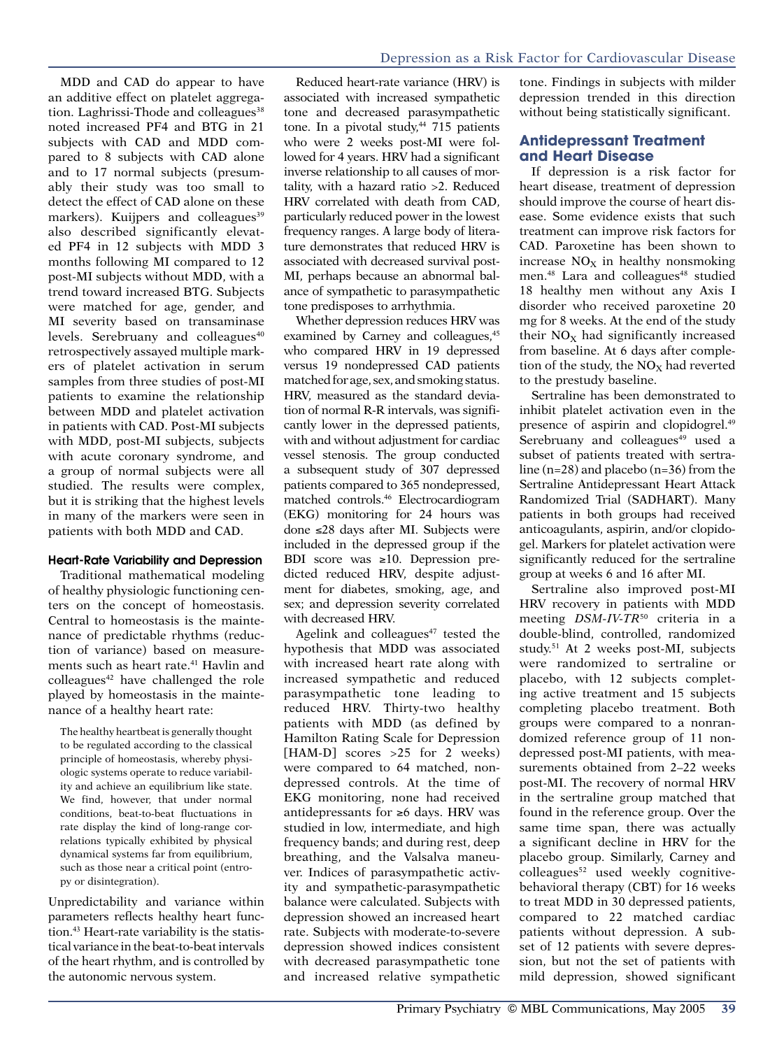MDD and CAD do appear to have an additive effect on platelet aggregation. Laghrissi-Thode and colleagues[38] noted increased PF4 and BTG in 21 subjects with CAD and MDD compared to 8 subjects with CAD alone and to 17 normal subjects (presumably their study was too small to detect the effect of CAD alone on these markers). Kuijpers and colleagues[39] also described significantly elevated PF4 in 12 subjects with MDD 3 months following MI compared to 12 post-MI subjects without MDD, with a trend toward increased BTG. Subjects were matched for age, gender, and MI severity based on transaminase levels. Serebruany and colleagues[40] retrospectively assayed multiple markers of platelet activation in serum samples from three studies of post-MI patients to examine the relationship between MDD and platelet activation in patients with CAD. Post-MI subjects with MDD, post-MI subjects, subjects with acute coronary syndrome, and a group of normal subjects were all studied. The results were complex, but it is striking that the highest levels in many of the markers were seen in patients with both MDD and CAD.

### Heart-Rate Variability and Depression

Traditional mathematical modeling of healthy physiologic functioning centers on the concept of homeostasis. Central to homeostasis is the maintenance of predictable rhythms (reduction of variance) based on measurements such as heart rate.[41] Havlin and colleagues[42] have challenged the role played by homeostasis in the maintenance of a healthy heart rate:

> The healthy heartbeat is generally thought to be regulated according to the classical principle of homeostasis, whereby physiologic systems operate to reduce variability and achieve an equilibrium like state. We find, however, that under normal conditions, beat-to-beat fluctuations in rate display the kind of long-range correlations typically exhibited by physical dynamical systems far from equilibrium, such as those near a critical point (entropy or disintegration).

Unpredictability and variance within parameters reflects healthy heart function.[43] Heart-rate variability is the statistical variance in the beat-to-beat intervals of the heart rhythm, and is controlled by the autonomic nervous system.

Reduced heart-rate variance (HRV) is associated with increased sympathetic tone and decreased parasympathetic tone. In a pivotal study,[44] 715 patients who were 2 weeks post-MI were followed for 4 years. HRV had a significant inverse relationship to all causes of mortality, with a hazard ratio >2. Reduced HRV correlated with death from CAD, particularly reduced power in the lowest frequency ranges. A large body of literature demonstrates that reduced HRV is associated with decreased survival post-MI, perhaps because an abnormal balance of sympathetic to parasympathetic tone predisposes to arrhythmia.

Whether depression reduces HRV was examined by Carney and colleagues,[45] who compared HRV in 19 depressed versus 19 nondepressed CAD patients matched for age, sex, and smoking status. HRV, measured as the standard deviation of normal R-R intervals, was significantly lower in the depressed patients, with and without adjustment for cardiac vessel stenosis. The group conducted a subsequent study of 307 depressed patients compared to 365 nondepressed, matched controls.[46] Electrocardiogram (EKG) monitoring for 24 hours was done ≤28 days after MI. Subjects were included in the depressed group if the BDI score was ≥10. Depression predicted reduced HRV, despite adjustment for diabetes, smoking, age, and sex; and depression severity correlated with decreased HRV.

Agelink and colleagues[47] tested the hypothesis that MDD was associated with increased heart rate along with increased sympathetic and reduced parasympathetic tone leading to reduced HRV. Thirty-two healthy patients with MDD (as defined by Hamilton Rating Scale for Depression [HAM-D] scores >25 for 2 weeks) were compared to 64 matched, nondepressed controls. At the time of EKG monitoring, none had received antidepressants for ≥6 days. HRV was studied in low, intermediate, and high frequency bands; and during rest, deep breathing, and the Valsalva maneuver. Indices of parasympathetic activity and sympathetic-parasympathetic balance were calculated. Subjects with depression showed an increased heart rate. Subjects with moderate-to-severe depression showed indices consistent with decreased parasympathetic tone and increased relative sympathetic tone. Findings in subjects with milder depression trended in this direction without being statistically significant.

## Antidepressant Treatment and Heart Disease

If depression is a risk factor for heart disease, treatment of depression should improve the course of heart disease. Some evidence exists that such treatment can improve risk factors for CAD. Paroxetine has been shown to increase $NO_X$ in healthy nonsmoking men.[48] Lara and colleagues[48] studied 18 healthy men without any Axis I disorder who received paroxetine 20 mg for 8 weeks. At the end of the study their $NO_X$ had significantly increased from baseline. At 6 days after completion of the study, the $NO_X$ had reverted to the prestudy baseline.

Sertraline has been demonstrated to inhibit platelet activation even in the presence of aspirin and clopidogrel.[49] Serebruany and colleagues[49] used a subset of patients treated with sertraline (n=28) and placebo (n=36) from the Sertraline Antidepressant Heart Attack Randomized Trial (SADHART). Many patients in both groups had received anticoagulants, aspirin, and/or clopidogel. Markers for platelet activation were significantly reduced for the sertraline group at weeks 6 and 16 after MI.

Sertraline also improved post-MI HRV recovery in patients with MDD meeting *DSM-IV-TR*[50] criteria in a double-blind, controlled, randomized study.[51] At 2 weeks post-MI, subjects were randomized to sertraline or placebo, with 12 subjects completing active treatment and 15 subjects completing placebo treatment. Both groups were compared to a nonrandomized reference group of 11 nondepressed post-MI patients, with measurements obtained from 2–22 weeks post-MI. The recovery of normal HRV in the sertraline group matched that found in the reference group. Over the same time span, there was actually a significant decline in HRV for the placebo group. Similarly, Carney and colleagues[52] used weekly cognitive-behavioral therapy (CBT) for 16 weeks to treat MDD in 30 depressed patients, compared to 22 matched cardiac patients without depression. A subset of 12 patients with severe depression, but not the set of patients with mild depression, showed significant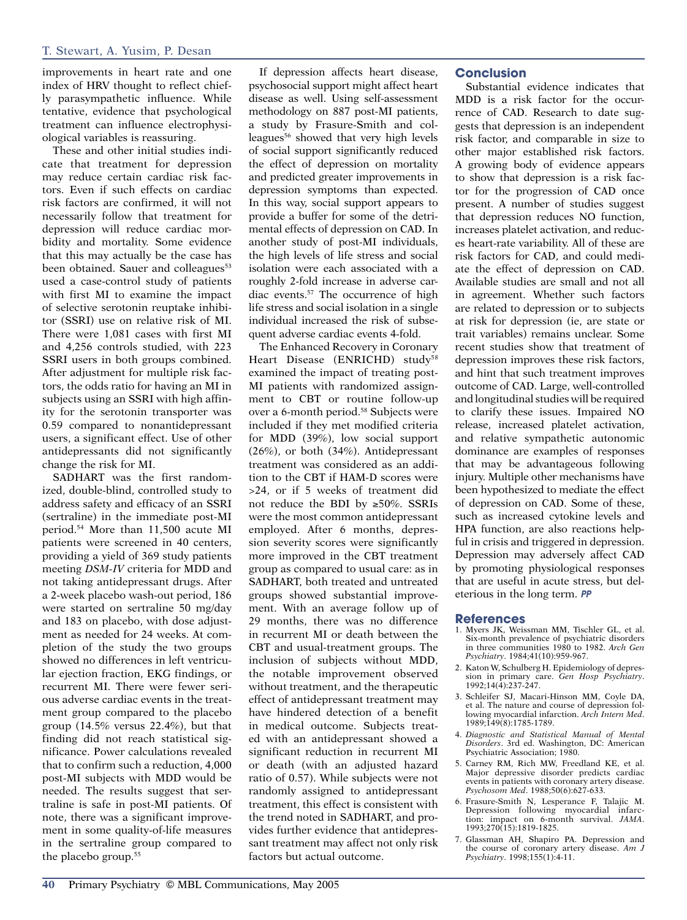improvements in heart rate and one index of HRV thought to reflect chiefly parasympathetic influence. While tentative, evidence that psychological treatment can influence electrophysiological variables is reassuring.

These and other initial studies indicate that treatment for depression may reduce certain cardiac risk factors. Even if such effects on cardiac risk factors are confirmed, it will not necessarily follow that treatment for depression will reduce cardiac morbidity and mortality. Some evidence that this may actually be the case has been obtained. Sauer and colleagues[53] used a case-control study of patients with first MI to examine the impact of selective serotonin reuptake inhibitor (SSRI) use on relative risk of MI. There were 1,081 cases with first MI and 4,256 controls studied, with 223 SSRI users in both groups combined. After adjustment for multiple risk factors, the odds ratio for having an MI in subjects using an SSRI with high affinity for the serotonin transporter was 0.59 compared to nonantidepressant users, a significant effect. Use of other antidepressants did not significantly change the risk for MI.

SADHART was the first randomized, double-blind, controlled study to address safety and efficacy of an SSRI (sertraline) in the immediate post-MI period.[54] More than 11,500 acute MI patients were screened in 40 centers, providing a yield of 369 study patients meeting *DSM-IV* criteria for MDD and not taking antidepressant drugs. After a 2-week placebo wash-out period, 186 were started on sertraline 50 mg/day and 183 on placebo, with dose adjustment as needed for 24 weeks. At completion of the study the two groups showed no differences in left ventricular ejection fraction, EKG findings, or recurrent MI. There were fewer serious adverse cardiac events in the treatment group compared to the placebo group (14.5% versus 22.4%), but that finding did not reach statistical significance. Power calculations revealed that to confirm such a reduction, 4,000 post-MI subjects with MDD would be needed. The results suggest that sertraline is safe in post-MI patients. Of note, there was a significant improvement in some quality-of-life measures in the sertraline group compared to the placebo group.[55]

If depression affects heart disease, psychosocial support might affect heart disease as well. Using self-assessment methodology on 887 post-MI patients, a study by Frasure-Smith and colleagues[56] showed that very high levels of social support significantly reduced the effect of depression on mortality and predicted greater improvements in depression symptoms than expected. In this way, social support appears to provide a buffer for some of the detrimental effects of depression on CAD. In another study of post-MI individuals, the high levels of life stress and social isolation were each associated with a roughly 2-fold increase in adverse cardiac events.[57] The occurrence of high life stress and social isolation in a single individual increased the risk of subsequent adverse cardiac events 4-fold.

The Enhanced Recovery in Coronary Heart Disease (ENRICHD) study[58] examined the impact of treating post-MI patients with randomized assignment to CBT or routine follow-up over a 6-month period.[58] Subjects were included if they met modified criteria for MDD (39%), low social support (26%), or both (34%). Antidepressant treatment was considered as an addition to the CBT if HAM-D scores were >24, or if 5 weeks of treatment did not reduce the BDI by ≥50%. SSRIs were the most common antidepressant employed. After 6 months, depression severity scores were significantly more improved in the CBT treatment group as compared to usual care: as in SADHART, both treated and untreated groups showed substantial improvement. With an average follow up of 29 months, there was no difference in recurrent MI or death between the CBT and usual-treatment groups. The inclusion of subjects without MDD, the notable improvement observed without treatment, and the therapeutic effect of antidepressant treatment may have hindered detection of a benefit in medical outcome. Subjects treated with an antidepressant showed a significant reduction in recurrent MI or death (with an adjusted hazard ratio of 0.57). While subjects were not randomly assigned to antidepressant treatment, this effect is consistent with the trend noted in SADHART, and provides further evidence that antidepressant treatment may affect not only risk factors but actual outcome.

## Conclusion

Substantial evidence indicates that MDD is a risk factor for the occurrence of CAD. Research to date suggests that depression is an independent risk factor, and comparable in size to other major established risk factors. A growing body of evidence appears to show that depression is a risk factor for the progression of CAD once present. A number of studies suggest that depression reduces NO function, increases platelet activation, and reduces heart-rate variability. All of these are risk factors for CAD, and could mediate the effect of depression on CAD. Available studies are small and not all in agreement. Whether such factors are related to depression or to subjects at risk for depression (ie, are state or trait variables) remains unclear. Some recent studies show that treatment of depression improves these risk factors, and hint that such treatment improves outcome of CAD. Large, well-controlled and longitudinal studies will be required to clarify these issues. Impaired NO release, increased platelet activation, and relative sympathetic autonomic dominance are examples of responses that may be advantageous following injury. Multiple other mechanisms have been hypothesized to mediate the effect of depression on CAD. Some of these, such as increased cytokine levels and HPA function, are also reactions helpful in crisis and triggered in depression. Depression may adversely affect CAD by promoting physiological responses that are useful in acute stress, but deleterious in the long term. ***PP***

## References

1. Myers JK, Weissman MM, Tischler GL, et al. Six-month prevalence of psychiatric disorders in three communities 1980 to 1982. *Arch Gen Psychiatry*. 1984;41(10):959-967.
2. Katon W, Schulberg H. Epidemiology of depression in primary care. *Gen Hosp Psychiatry*. 1992;14(4):237-247.
3. Schleifer SJ, Macari-Hinson MM, Coyle DA, et al. The nature and course of depression following myocardial infarction. *Arch Intern Med*. 1989;149(8):1785-1789.
4. *Diagnostic and Statistical Manual of Mental Disorders*. 3rd ed. Washington, DC: American Psychiatric Association; 1980.
5. Carney RM, Rich MW, Freedland KE, et al. Major depressive disorder predicts cardiac events in patients with coronary artery disease. *Psychosom Med*. 1988;50(6):627-633.
6. Frasure-Smith N, Lesperance F, Talajic M. Depression following myocardial infarction: impact on 6-month survival. *JAMA*. 1993;270(15):1819-1825.
7. Glassman AH, Shapiro PA. Depression and the course of coronary artery disease. *Am J Psychiatry*. 1998;155(1):4-11.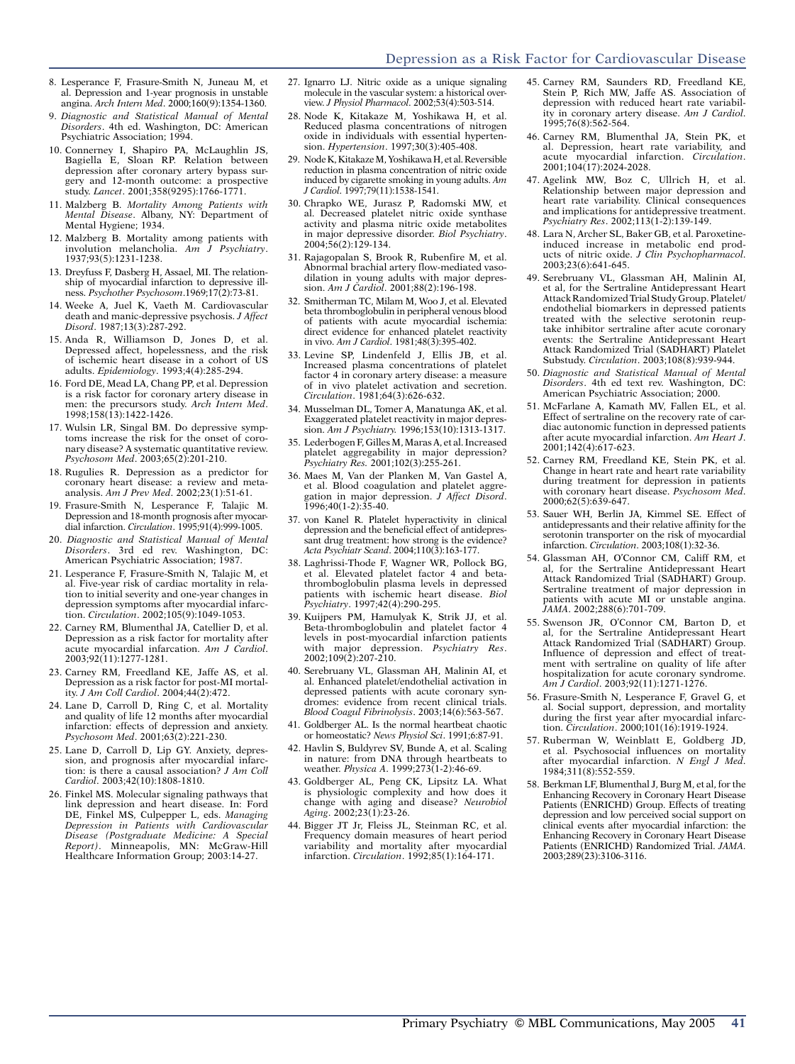8. Lesperance F, Frasure-Smith N, Juneau M, et al. Depression and 1-year prognosis in unstable angina. *Arch Intern Med*. 2000;160(9):1354-1360.
9. *Diagnostic and Statistical Manual of Mental Disorders*. 4th ed. Washington, DC: American Psychiatric Association; 1994.
10. Connerney I, Shapiro PA, McLaughlin JS, Bagiella E, Sloan RP. Relation between depression after coronary artery bypass surgery and 12-month outcome: a prospective study. *Lancet*. 2001;358(9295):1766-1771.
11. Malzberg B. *Mortality Among Patients with Mental Disease*. Albany, NY: Department of Mental Hygiene; 1934.
12. Malzberg B. Mortality among patients with involution melancholia. *Am J Psychiatry*. 1937;93(5):1231-1238.
13. Dreyfuss F, Dasberg H, Assael, MI. The relationship of myocardial infarction to depressive illness. *Psychother Psychosom*.1969;17(2):73-81.
14. Weeke A, Juel K, Vaeth M. Cardiovascular death and manic-depressive psychosis. *J Affect Disord*. 1987;13(3):287-292.
15. Anda R, Williamson D, Jones D, et al. Depressed affect, hopelessness, and the risk of ischemic heart disease in a cohort of US adults. *Epidemiology*. 1993;4(4):285-294.
16. Ford DE, Mead LA, Chang PP, et al. Depression is a risk factor for coronary artery disease in men: the precursors study. *Arch Intern Med*. 1998;158(13):1422-1426.
17. Wulsin LR, Singal BM. Do depressive symptoms increase the risk for the onset of coronary disease? A systematic quantitative review. *Psychosom Med*. 2003;65(2):201-210.
18. Rugulies R. Depression as a predictor for coronary heart disease: a review and meta-analysis. *Am J Prev Med*. 2002;23(1):51-61.
19. Frasure-Smith N, Lesperance F, Talajic M. Depression and 18-month prognosis after myocardial infarction. *Circulation*. 1995;91(4):999-1005.
20. *Diagnostic and Statistical Manual of Mental Disorders*. 3rd ed rev. Washington, DC: American Psychiatric Association; 1987.
21. Lesperance F, Frasure-Smith N, Talajic M, et al. Five-year risk of cardiac mortality in relation to initial severity and one-year changes in depression symptoms after myocardial infarction. *Circulation*. 2002;105(9):1049-1053.
22. Carney RM, Blumenthal JA, Catellier D, et al. Depression as a risk factor for mortality after acute myocardial infarcation. *Am J Cardiol*. 2003;92(11):1277-1281.
23. Carney RM, Freedland KE, Jaffe AS, et al. Depression as a risk factor for post-MI mortality. *J Am Coll Cardiol*. 2004;44(2):472.
24. Lane D, Carroll D, Ring C, et al. Mortality and quality of life 12 months after myocardial infarction: effects of depression and anxiety. *Psychosom Med*. 2001;63(2):221-230.
25. Lane D, Carroll D, Lip GY. Anxiety, depression, and prognosis after myocardial infarction: is there a causal association? *J Am Coll Cardiol*. 2003;42(10):1808-1810.
26. Finkel MS. Molecular signaling pathways that link depression and heart disease. In: Ford DE, Finkel MS, Culpepper L, eds. *Managing Depression in Patients with Cardiovascular Disease (Postgraduate Medicine: A Special Report)*. Minneapolis, MN: McGraw-Hill Healthcare Information Group; 2003:14-27.
27. Ignarro LJ. Nitric oxide as a unique signaling molecule in the vascular system: a historical overview. *J Physiol Pharmacol*. 2002;53(4):503-514.
28. Node K, Kitakaze M, Yoshikawa H, et al. Reduced plasma concentrations of nitrogen oxide in individuals with essential hypertension. *Hypertension*. 1997;30(3):405-408.
29. Node K, Kitakaze M, Yoshikawa H, et al. Reversible reduction in plasma concentration of nitric oxide induced by cigarette smoking in young adults. *Am J Cardiol*. 1997;79(11):1538-1541.
30. Chrapko WE, Jurasz P, Radomski MW, et al. Decreased platelet nitric oxide synthase activity and plasma nitric oxide metabolites in major depressive disorder. *Biol Psychiatry*. 2004;56(2):129-134.
31. Rajagopalan S, Brook R, Rubenfire M, et al. Abnormal brachial artery flow-mediated vasodilation in young adults with major depression. *Am J Cardiol*. 2001;88(2):196-198.
32. Smitherman TC, Milam M, Woo J, et al. Elevated beta thromboglobulin in peripheral venous blood of patients with acute myocardial ischemia: direct evidence for enhanced platelet reactivity in vivo. *Am J Cardiol*. 1981;48(3):395-402.
33. Levine SP, Lindenfeld J, Ellis JB, et al. Increased plasma concentrations of platelet factor 4 in coronary artery disease: a measure of in vivo platelet activation and secretion. *Circulation*. 1981;64(3):626-632.
34. Musselman DL, Tomer A, Manatunga AK, et al. Exaggerated platelet reactivity in major depression. *Am J Psychiatry*. 1996;153(10):1313-1317.
35. Lederbogen F, Gilles M, Maras A, et al. Increased platelet aggregability in major depression? *Psychiatry Res*. 2001;102(3):255-261.
36. Maes M, Van der Planken M, Van Gastel A, et al. Blood coagulation and platelet aggregation in major depression. *J Affect Disord*. 1996;40(1-2):35-40.
37. von Kanel R. Platelet hyperactivity in clinical depression and the beneficial effect of antidepressant drug treatment: how strong is the evidence? *Acta Psychiatr Scand*. 2004;110(3):163-177.
38. Laghrissi-Thode F, Wagner WR, Pollock BG, et al. Elevated platelet factor 4 and beta-thromboglobulin plasma levels in depressed patients with ischemic heart disease. *Biol Psychiatry*. 1997;42(4):290-295.
39. Kuijpers PM, Hamulyak K, Strik JJ, et al. Beta-thromboglobulin and platelet factor 4 levels in post-myocardial infarction patients with major depression. *Psychiatry Res*. 2002;109(2):207-210.
40. Serebruany VL, Glassman AH, Malinin AI, et al. Enhanced platelet/endothelial activation in depressed patients with acute coronary syndromes: evidence from recent clinical trials. *Blood Coagul Fibrinolysis*. 2003;14(6):563-567.
41. Goldberger AL. Is the normal heartbeat chaotic or homeostatic? *News Physiol Sci*. 1991;6:87-91.
42. Havlin S, Buldyrev SV, Bunde A, et al. Scaling in nature: from DNA through heartbeats to weather. *Physica A*. 1999;273(1-2):46-69.
43. Goldberger AL, Peng CK, Lipsitz LA. What is physiologic complexity and how does it change with aging and disease? *Neurobiol Aging*. 2002;23(1):23-26.
44. Bigger JT Jr, Fleiss JL, Steinman RC, et al. Frequency domain measures of heart period variability and mortality after myocardial infarction. *Circulation*. 1992;85(1):164-171.
45. Carney RM, Saunders RD, Freedland KE, Stein P, Rich MW, Jaffe AS. Association of depression with reduced heart rate variability in coronary artery disease. *Am J Cardiol*. 1995;76(8):562-564.
46. Carney RM, Blumenthal JA, Stein PK, et al. Depression, heart rate variability, and acute myocardial infarction. *Circulation*. 2001;104(17):2024-2028.
47. Agelink MW, Boz C, Ullrich H, et al. Relationship between major depression and heart rate variability. Clinical consequences and implications for antidepressive treatment. *Psychiatry Res*. 2002;113(1-2):139-149.
48. Lara N, Archer SL, Baker GB, et al. Paroxetine-induced increase in metabolic end products of nitric oxide. *J Clin Psychopharmacol*. 2003;23(6):641-645.
49. Serebruany VL, Glassman AH, Malinin AI, et al, for the Sertraline Antidepressant Heart Attack Randomized Trial Study Group. Platelet/endothelial biomarkers in depressed patients treated with the selective serotonin reuptake inhibitor sertraline after acute coronary events: the Sertraline Antidepressant Heart Attack Randomized Trial (SADHART) Platelet Substudy. *Circulation*. 2003;108(8):939-944.
50. *Diagnostic and Statistical Manual of Mental Disorders*. 4th ed text rev. Washington, DC: American Psychiatric Association; 2000.
51. McFarlane A, Kamath MV, Fallen EL, et al. Effect of sertraline on the recovery rate of cardiac autonomic function in depressed patients after acute myocardial infarction. *Am Heart J*. 2001;142(4):617-623.
52. Carney RM, Freedland KE, Stein PK, et al. Change in heart rate and heart rate variability during treatment for depression in patients with coronary heart disease. *Psychosom Med*. 2000;62(5):639-647.
53. Sauer WH, Berlin JA, Kimmel SE. Effect of antidepressants and their relative affinity for the serotonin transporter on the risk of myocardial infarction. *Circulation*. 2003;108(1):32-36.
54. Glassman AH, O'Connor CM, Califf RM, et al, for the Sertraline Antidepressant Heart Attack Randomized Trial (SADHART) Group. Sertraline treatment of major depression in patients with acute MI or unstable angina. *JAMA*. 2002;288(6):701-709.
55. Swenson JR, O'Connor CM, Barton D, et al, for the Sertraline Antidepressant Heart Attack Randomized Trial (SADHART) Group. Influence of depression and effect of treatment with sertraline on quality of life after hospitalization for acute coronary syndrome. *Am J Cardiol*. 2003;92(11):1271-1276.
56. Frasure-Smith N, Lesperance F, Gravel G, et al. Social support, depression, and mortality during the first year after myocardial infarction. *Circulation*. 2000;101(16):1919-1924.
57. Ruberman W, Weinblatt E, Goldberg JD, et al. Psychosocial influences on mortality after myocardial infarction. *N Engl J Med*. 1984;311(8):552-559.
58. Berkman LF, Blumenthal J, Burg M, et al, for the Enhancing Recovery in Coronary Heart Disease Patients (ENRICHD) Group. Effects of treating depression and low perceived social support on clinical events after myocardial infarction: the Enhancing Recovery in Coronary Heart Disease Patients (ENRICHD) Randomized Trial. *JAMA*. 2003;289(23):3106-3116.